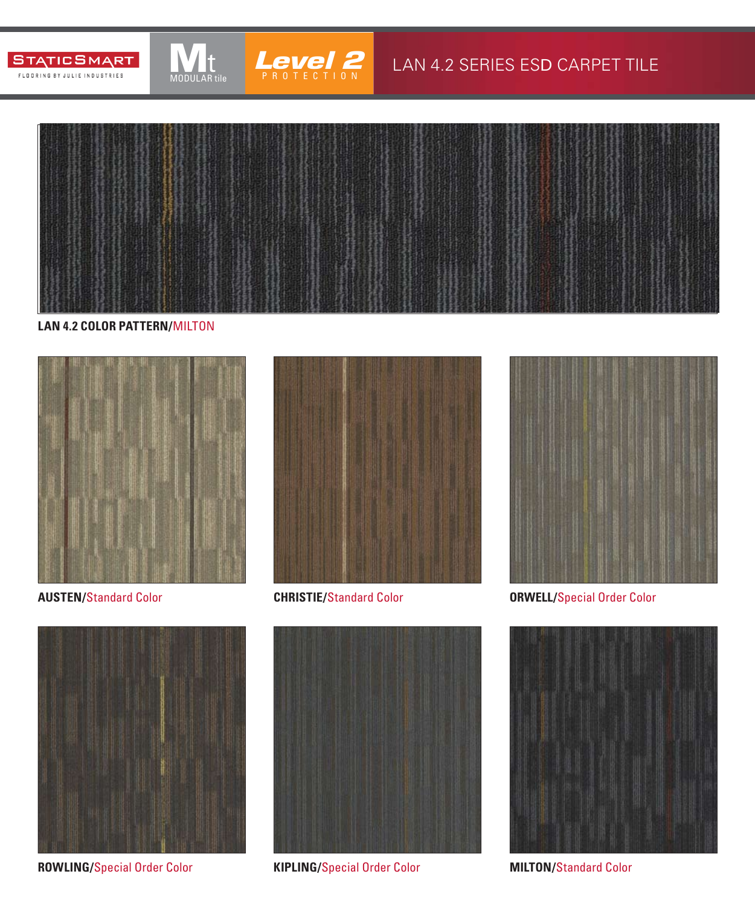STATICSMART FLOORING BY JULIE INDUSTRIES

Mt MODULAR tile

Level 2 PROTECTION

# LAN 4.2 SERIES ESD CARPET TILE

**LAN 4.2 COLOR PATTERN/**MILTON

**AUSTEN/**Standard Color

**CHRISTIE/**Standard Color

**ORWELL/**Special Order Color

**ROWLING/**Special Order Color

**KIPLING/**Special Order Color

**MILTON/**Standard Color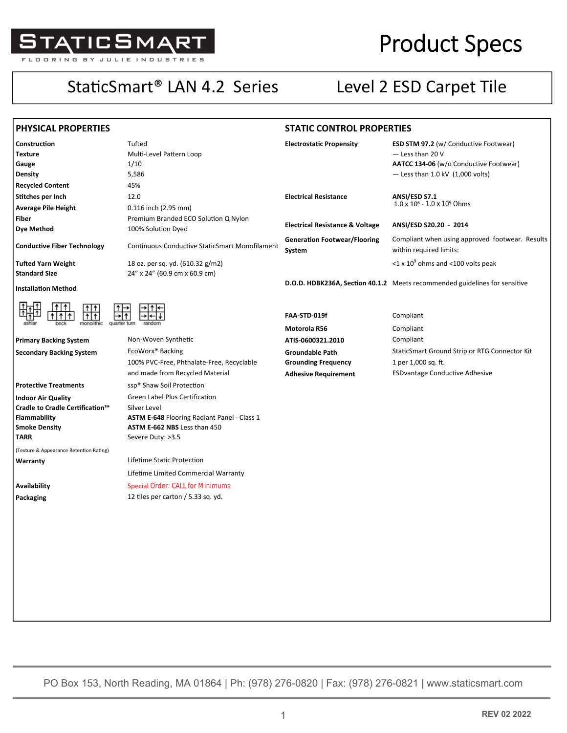# Product Specs

## StaticSmart® LAN 4.2 Series — Level 2 ESD Carpet Tile

### PHYSICAL PROPERTIES

| | |
|---|---|
| **Construction** | Tufted |
| **Texture** | Multi-Level Pattern Loop |
| **Gauge** | 1/10 |
| **Density** | 5,586 |
| **Recycled Content** | 45% |
| **Stitches per Inch** | 12.0 |
| **Average Pile Height** | 0.116 inch (2.95 mm) |
| **Fiber** | Premium Branded ECO Solution Q Nylon |
| **Dye Method** | 100% Solution Dyed |
| **Conductive Fiber Technology** | Continuous Conductive StaticSmart Monofilament |
| **Tufted Yarn Weight** | 18 oz. per sq. yd. (610.32 g/m2) |
| **Standard Size** | 24" x 24" (60.9 cm x 60.9 cm) |
| **Installation Method** | ashlar, brick, monolithic, quarter turn, random |
| **Primary Backing System** | Non-Woven Synthetic |
| **Secondary Backing System** | EcoWorx® Backing<br>100% PVC-Free, Phthalate-Free, Recyclable and made from Recycled Material |
| **Protective Treatments** | ssp® Shaw Soil Protection |
| **Indoor Air Quality** | Green Label Plus Certification |
| **Cradle to Cradle Certification™** | Silver Level |
| **Flammability** | **ASTM E-648** Flooring Radiant Panel - Class 1 |
| **Smoke Density** | **ASTM E-662 NBS** Less than 450 |
| **TARR** (Texture & Appearance Retention Rating) | Severe Duty: >3.5 |
| **Warranty** | Lifetime Static Protection<br>Lifetime Limited Commercial Warranty |
| **Availability** | Special Order: CALL for Minimums |
| **Packaging** | 12 tiles per carton / 5.33 sq. yd. |

### STATIC CONTROL PROPERTIES

| | |
|---|---|
| **Electrostatic Propensity** | **ESD STM 97.2** (w/ Conductive Footwear)<br>— Less than 20 V<br>**AATCC 134-06** (w/o Conductive Footwear)<br>— Less than 1.0 kV (1,000 volts) |
| **Electrical Resistance** | **ANSI/ESD S7.1**<br>$1.0 \times 10^6$ - $1.0 \times 10^9$ Ohms |
| **Electrical Resistance & Voltage** | **ANSI/ESD S20.20 - 2014** |
| **Generation Footwear/Flooring System** | Compliant when using approved footwear. Results within required limits:<br>$<1 \times 10^9$ ohms and <100 volts peak |
| **D.O.D. HDBK236A, Section 40.1.2** | Meets recommended guidelines for sensitive |
| **FAA-STD-019f** | Compliant |
| **Motorola R56** | Compliant |
| **ATIS-0600321.2010** | Compliant |
| **Groundable Path** | StaticSmart Ground Strip or RTG Connector Kit |
| **Grounding Frequency** | 1 per 1,000 sq. ft. |
| **Adhesive Requirement** | ESDvantage Conductive Adhesive |

PO Box 153, North Reading, MA 01864 | Ph: (978) 276-0820 | Fax: (978) 276-0821 | www.staticsmart.com

REV 02 2022